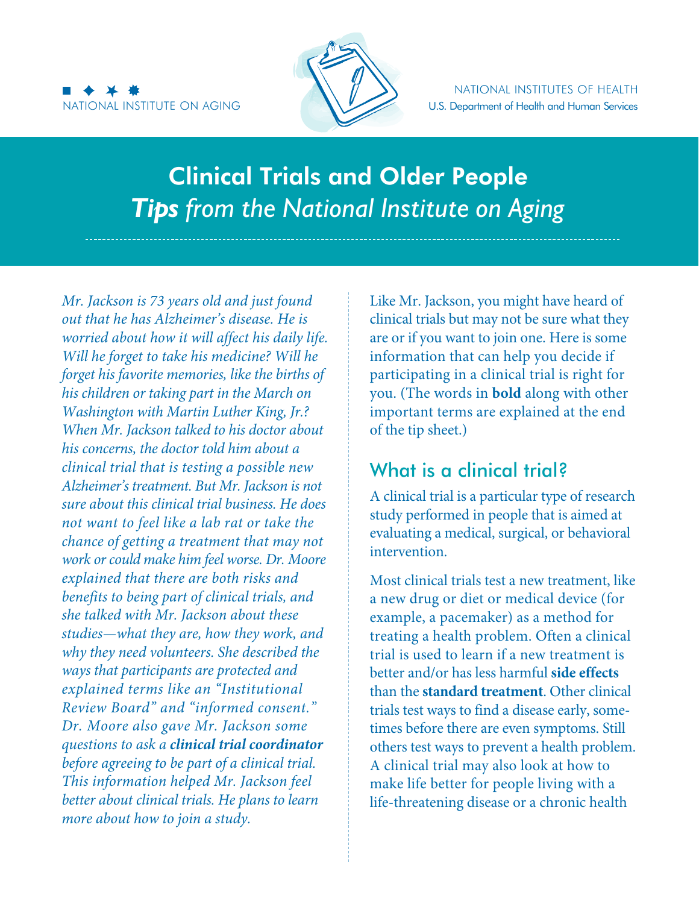NATIONAL INSTITUTE ON AGING

NATIONAL INSTITUTES OF HEALTH
U.S. Department of Health and Human Services

# Clinical Trials and Older People
## *Tips from the National Institute on Aging*

*Mr. Jackson is 73 years old and just found out that he has Alzheimer's disease. He is worried about how it will affect his daily life. Will he forget to take his medicine? Will he forget his favorite memories, like the births of his children or taking part in the March on Washington with Martin Luther King, Jr.? When Mr. Jackson talked to his doctor about his concerns, the doctor told him about a clinical trial that is testing a possible new Alzheimer's treatment. But Mr. Jackson is not sure about this clinical trial business. He does not want to feel like a lab rat or take the chance of getting a treatment that may not work or could make him feel worse. Dr. Moore explained that there are both risks and benefits to being part of clinical trials, and she talked with Mr. Jackson about these studies—what they are, how they work, and why they need volunteers. She described the ways that participants are protected and explained terms like an "Institutional Review Board" and "informed consent." Dr. Moore also gave Mr. Jackson some questions to ask a* ***clinical trial coordinator*** *before agreeing to be part of a clinical trial. This information helped Mr. Jackson feel better about clinical trials. He plans to learn more about how to join a study.*

Like Mr. Jackson, you might have heard of clinical trials but may not be sure what they are or if you want to join one. Here is some information that can help you decide if participating in a clinical trial is right for you. (The words in **bold** along with other important terms are explained at the end of the tip sheet.)

## What is a clinical trial?

A clinical trial is a particular type of research study performed in people that is aimed at evaluating a medical, surgical, or behavioral intervention.

Most clinical trials test a new treatment, like a new drug or diet or medical device (for example, a pacemaker) as a method for treating a health problem. Often a clinical trial is used to learn if a new treatment is better and/or has less harmful **side effects** than the **standard treatment**. Other clinical trials test ways to find a disease early, sometimes before there are even symptoms. Still others test ways to prevent a health problem. A clinical trial may also look at how to make life better for people living with a life-threatening disease or a chronic health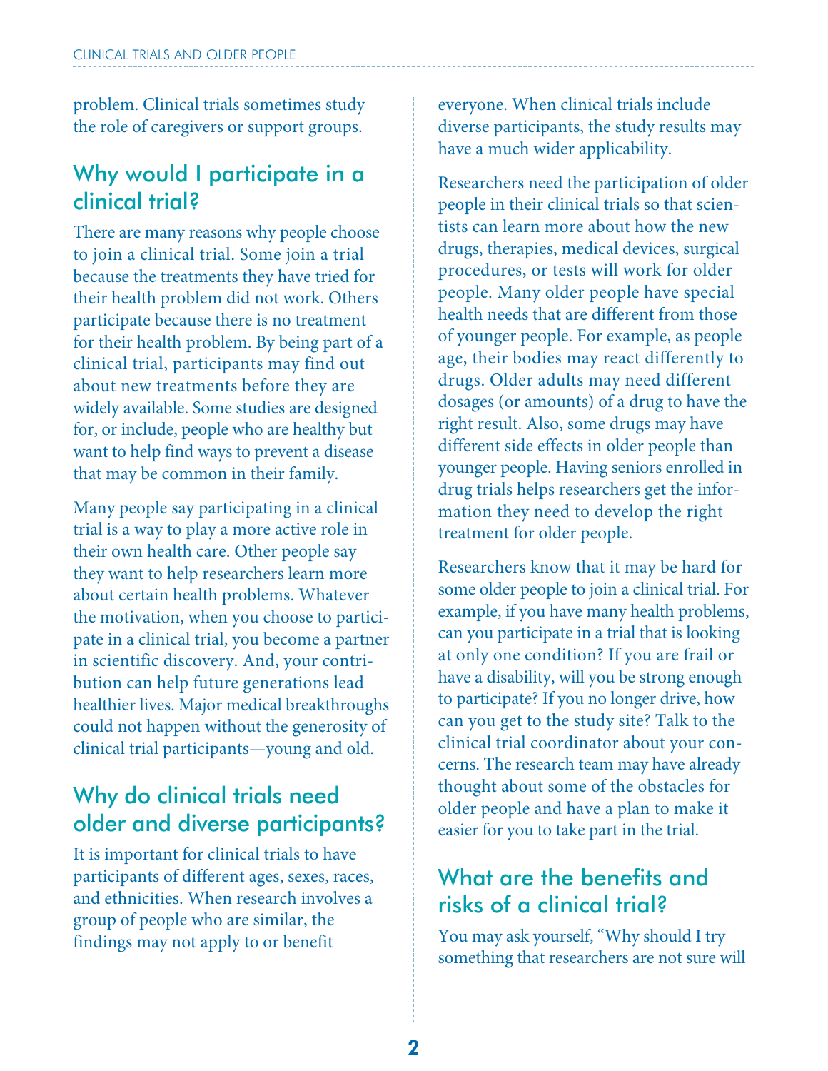problem. Clinical trials sometimes study the role of caregivers or support groups.

## Why would I participate in a clinical trial?

There are many reasons why people choose to join a clinical trial. Some join a trial because the treatments they have tried for their health problem did not work. Others participate because there is no treatment for their health problem. By being part of a clinical trial, participants may find out about new treatments before they are widely available. Some studies are designed for, or include, people who are healthy but want to help find ways to prevent a disease that may be common in their family.

Many people say participating in a clinical trial is a way to play a more active role in their own health care. Other people say they want to help researchers learn more about certain health problems. Whatever the motivation, when you choose to participate in a clinical trial, you become a partner in scientific discovery. And, your contribution can help future generations lead healthier lives. Major medical breakthroughs could not happen without the generosity of clinical trial participants—young and old.

## Why do clinical trials need older and diverse participants?

It is important for clinical trials to have participants of different ages, sexes, races, and ethnicities. When research involves a group of people who are similar, the findings may not apply to or benefit everyone. When clinical trials include diverse participants, the study results may have a much wider applicability.

Researchers need the participation of older people in their clinical trials so that scientists can learn more about how the new drugs, therapies, medical devices, surgical procedures, or tests will work for older people. Many older people have special health needs that are different from those of younger people. For example, as people age, their bodies may react differently to drugs. Older adults may need different dosages (or amounts) of a drug to have the right result. Also, some drugs may have different side effects in older people than younger people. Having seniors enrolled in drug trials helps researchers get the information they need to develop the right treatment for older people.

Researchers know that it may be hard for some older people to join a clinical trial. For example, if you have many health problems, can you participate in a trial that is looking at only one condition? If you are frail or have a disability, will you be strong enough to participate? If you no longer drive, how can you get to the study site? Talk to the clinical trial coordinator about your concerns. The research team may have already thought about some of the obstacles for older people and have a plan to make it easier for you to take part in the trial.

## What are the benefits and risks of a clinical trial?

You may ask yourself, "Why should I try something that researchers are not sure will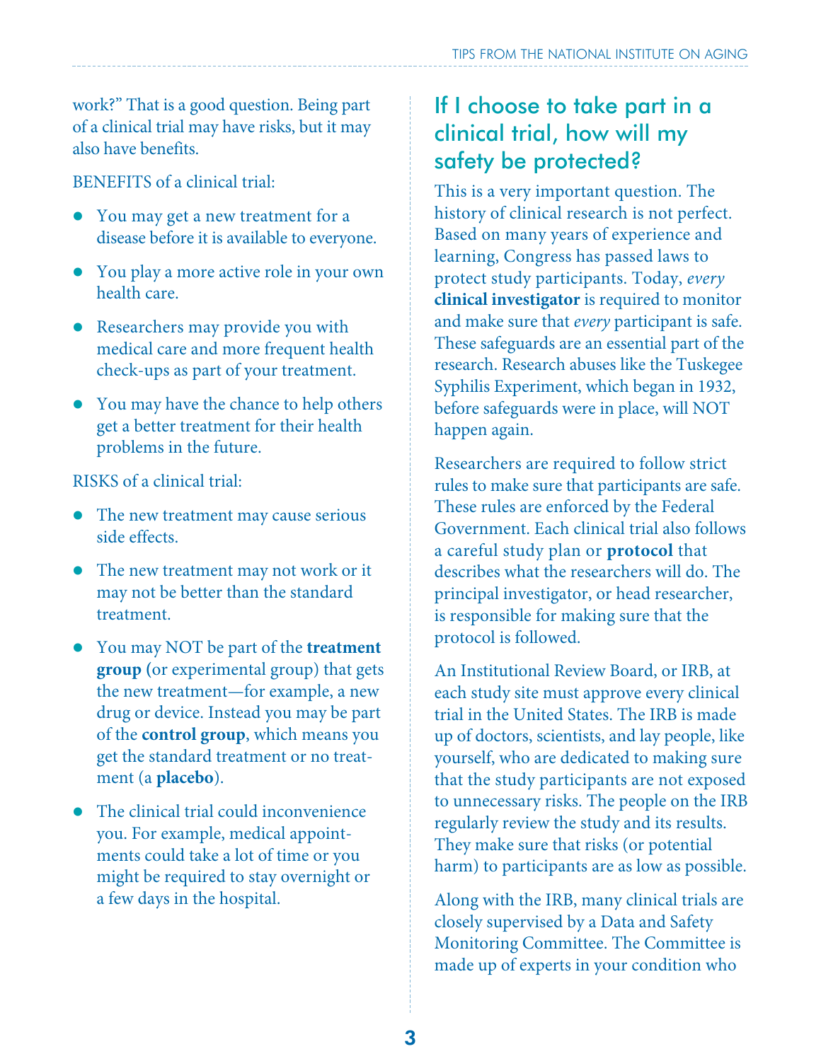work?" That is a good question. Being part of a clinical trial may have risks, but it may also have benefits.

BENEFITS of a clinical trial:

- You may get a new treatment for a disease before it is available to everyone.
- You play a more active role in your own health care.
- Researchers may provide you with medical care and more frequent health check-ups as part of your treatment.
- You may have the chance to help others get a better treatment for their health problems in the future.

RISKS of a clinical trial:

- The new treatment may cause serious side effects.
- The new treatment may not work or it may not be better than the standard treatment.
- You may NOT be part of the **treatment group (**or experimental group) that gets the new treatment—for example, a new drug or device. Instead you may be part of the **control group**, which means you get the standard treatment or no treatment (a **placebo**).
- The clinical trial could inconvenience you. For example, medical appointments could take a lot of time or you might be required to stay overnight or a few days in the hospital.

## If I choose to take part in a clinical trial, how will my safety be protected?

This is a very important question. The history of clinical research is not perfect. Based on many years of experience and learning, Congress has passed laws to protect study participants. Today, *every* **clinical investigator** is required to monitor and make sure that *every* participant is safe. These safeguards are an essential part of the research. Research abuses like the Tuskegee Syphilis Experiment, which began in 1932, before safeguards were in place, will NOT happen again.

Researchers are required to follow strict rules to make sure that participants are safe. These rules are enforced by the Federal Government. Each clinical trial also follows a careful study plan or **protocol** that describes what the researchers will do. The principal investigator, or head researcher, is responsible for making sure that the protocol is followed.

An Institutional Review Board, or IRB, at each study site must approve every clinical trial in the United States. The IRB is made up of doctors, scientists, and lay people, like yourself, who are dedicated to making sure that the study participants are not exposed to unnecessary risks. The people on the IRB regularly review the study and its results. They make sure that risks (or potential harm) to participants are as low as possible.

Along with the IRB, many clinical trials are closely supervised by a Data and Safety Monitoring Committee. The Committee is made up of experts in your condition who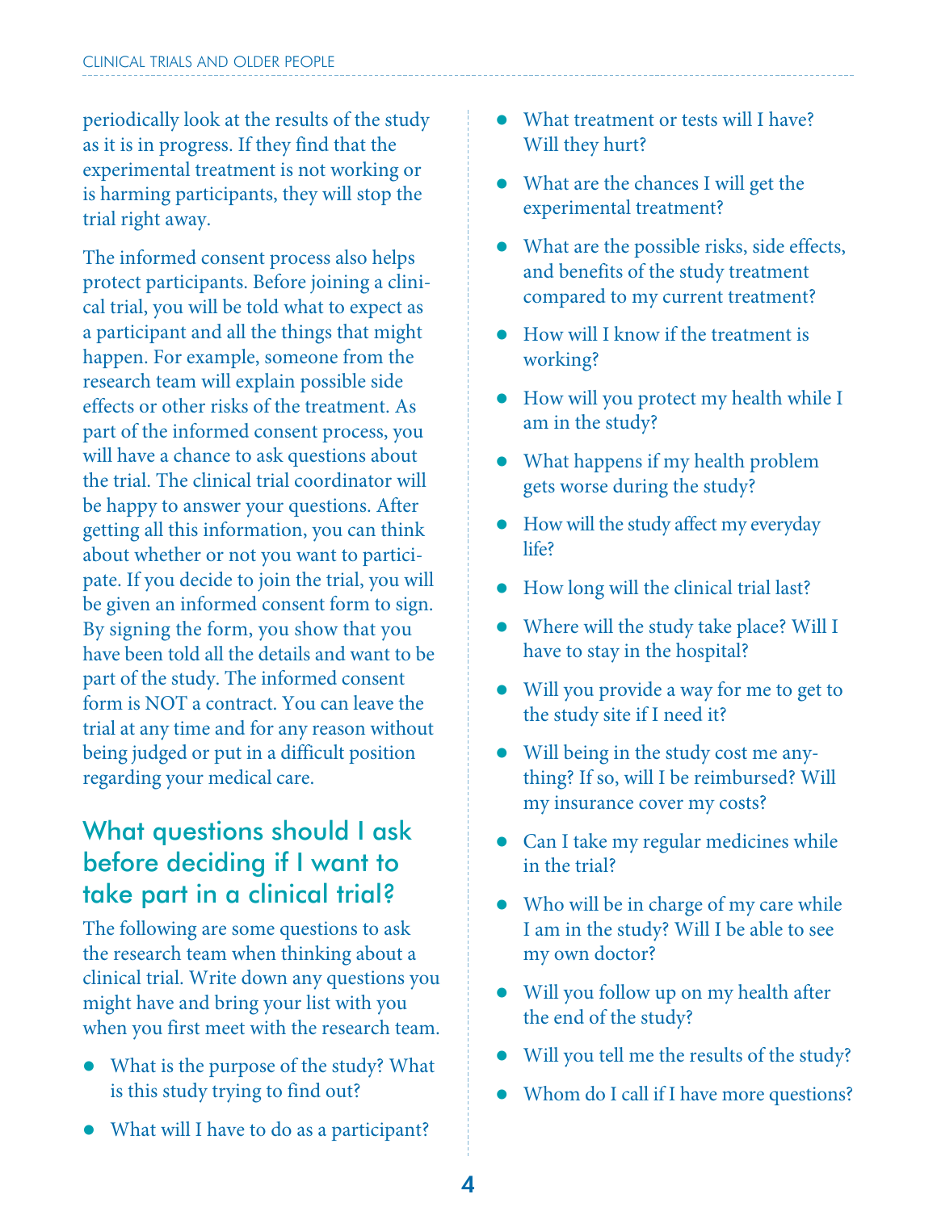periodically look at the results of the study as it is in progress. If they find that the experimental treatment is not working or is harming participants, they will stop the trial right away.

The informed consent process also helps protect participants. Before joining a clinical trial, you will be told what to expect as a participant and all the things that might happen. For example, someone from the research team will explain possible side effects or other risks of the treatment. As part of the informed consent process, you will have a chance to ask questions about the trial. The clinical trial coordinator will be happy to answer your questions. After getting all this information, you can think about whether or not you want to participate. If you decide to join the trial, you will be given an informed consent form to sign. By signing the form, you show that you have been told all the details and want to be part of the study. The informed consent form is NOT a contract. You can leave the trial at any time and for any reason without being judged or put in a difficult position regarding your medical care.

## What questions should I ask before deciding if I want to take part in a clinical trial?

The following are some questions to ask the research team when thinking about a clinical trial. Write down any questions you might have and bring your list with you when you first meet with the research team.

- What is the purpose of the study? What is this study trying to find out?
- What will I have to do as a participant?
- What treatment or tests will I have? Will they hurt?
- What are the chances I will get the experimental treatment?
- What are the possible risks, side effects, and benefits of the study treatment compared to my current treatment?
- How will I know if the treatment is working?
- How will you protect my health while I am in the study?
- What happens if my health problem gets worse during the study?
- How will the study affect my everyday life?
- How long will the clinical trial last?
- Where will the study take place? Will I have to stay in the hospital?
- Will you provide a way for me to get to the study site if I need it?
- Will being in the study cost me anything? If so, will I be reimbursed? Will my insurance cover my costs?
- Can I take my regular medicines while in the trial?
- Who will be in charge of my care while I am in the study? Will I be able to see my own doctor?
- Will you follow up on my health after the end of the study?
- Will you tell me the results of the study?
- Whom do I call if I have more questions?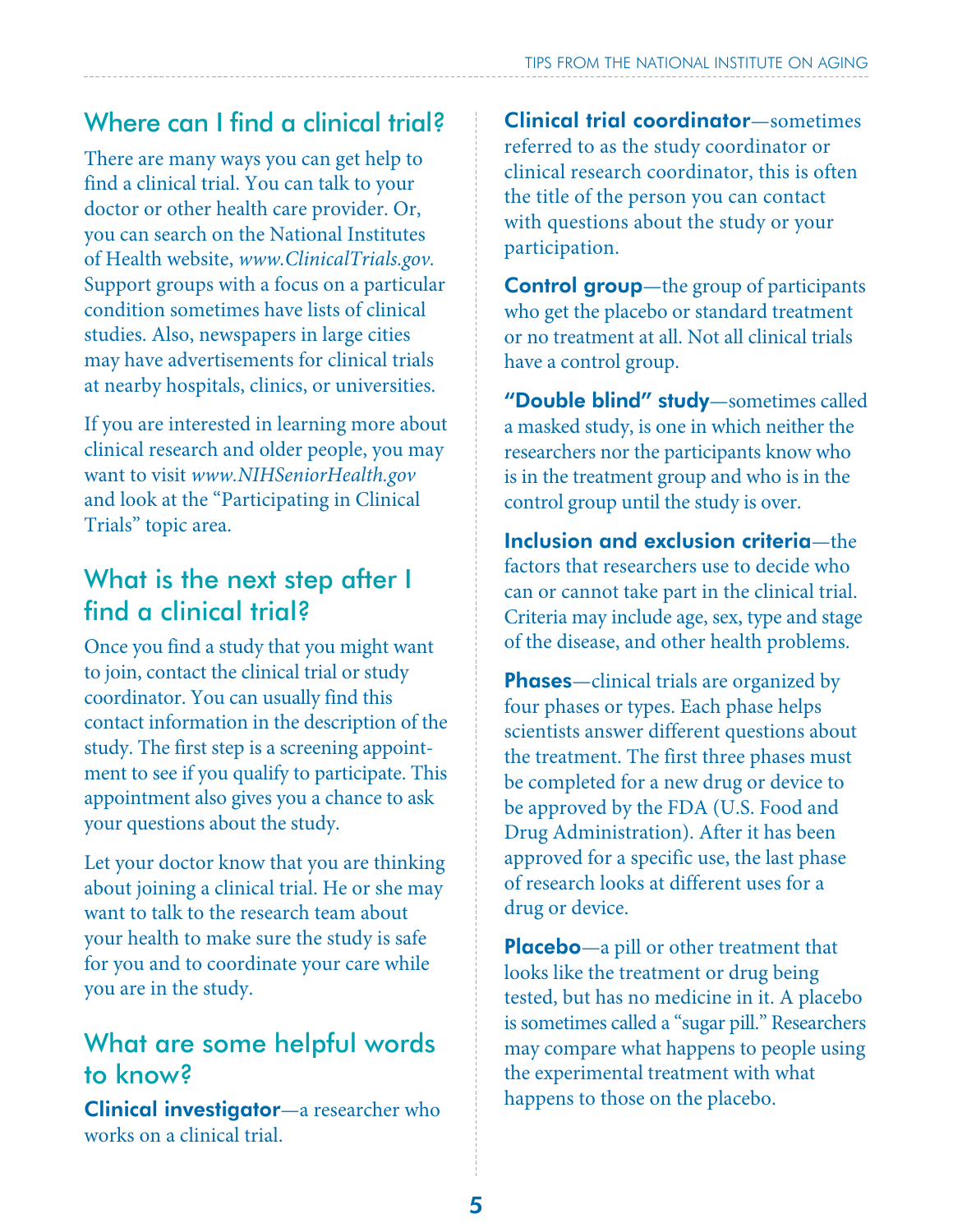## Where can I find a clinical trial?

There are many ways you can get help to find a clinical trial. You can talk to your doctor or other health care provider. Or, you can search on the National Institutes of Health website, *www.ClinicalTrials.gov.* Support groups with a focus on a particular condition sometimes have lists of clinical studies. Also, newspapers in large cities may have advertisements for clinical trials at nearby hospitals, clinics, or universities.

If you are interested in learning more about clinical research and older people, you may want to visit *www.NIHSeniorHealth.gov* and look at the "Participating in Clinical Trials" topic area.

## What is the next step after I find a clinical trial?

Once you find a study that you might want to join, contact the clinical trial or study coordinator. You can usually find this contact information in the description of the study. The first step is a screening appointment to see if you qualify to participate. This appointment also gives you a chance to ask your questions about the study.

Let your doctor know that you are thinking about joining a clinical trial. He or she may want to talk to the research team about your health to make sure the study is safe for you and to coordinate your care while you are in the study.

## What are some helpful words to know?

**Clinical investigator**—a researcher who works on a clinical trial.

**Clinical trial coordinator**—sometimes referred to as the study coordinator or clinical research coordinator, this is often the title of the person you can contact with questions about the study or your participation.

**Control group**—the group of participants who get the placebo or standard treatment or no treatment at all. Not all clinical trials have a control group.

**"Double blind" study**—sometimes called a masked study, is one in which neither the researchers nor the participants know who is in the treatment group and who is in the control group until the study is over.

**Inclusion and exclusion criteria**—the factors that researchers use to decide who can or cannot take part in the clinical trial. Criteria may include age, sex, type and stage of the disease, and other health problems.

**Phases**—clinical trials are organized by four phases or types. Each phase helps scientists answer different questions about the treatment. The first three phases must be completed for a new drug or device to be approved by the FDA (U.S. Food and Drug Administration). After it has been approved for a specific use, the last phase of research looks at different uses for a drug or device.

**Placebo**—a pill or other treatment that looks like the treatment or drug being tested, but has no medicine in it. A placebo is sometimes called a "sugar pill." Researchers may compare what happens to people using the experimental treatment with what happens to those on the placebo.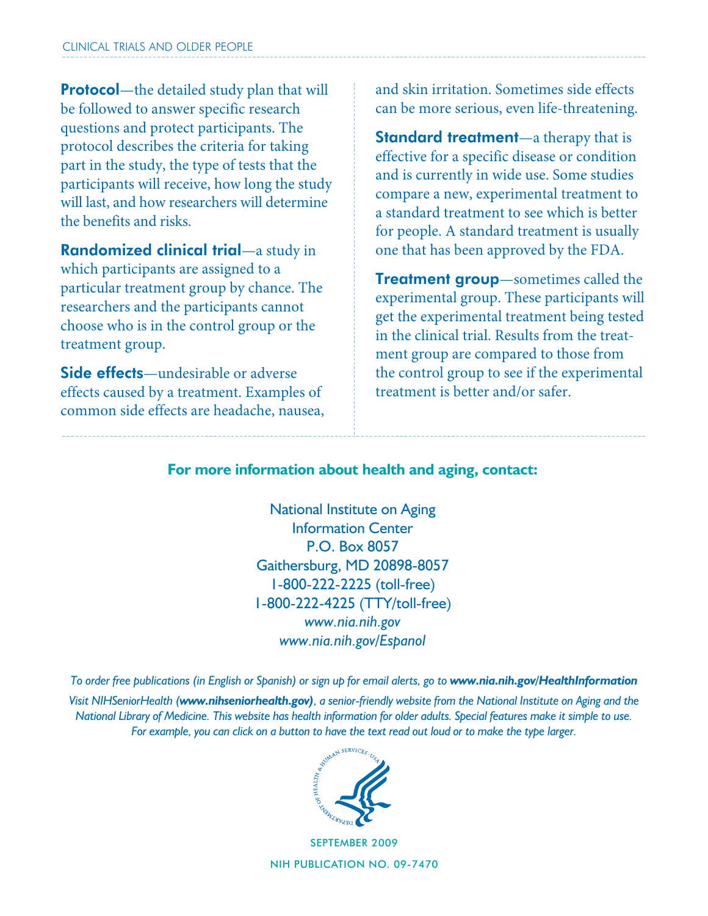**Protocol**—the detailed study plan that will be followed to answer specific research questions and protect participants. The protocol describes the criteria for taking part in the study, the type of tests that the participants will receive, how long the study will last, and how researchers will determine the benefits and risks.

**Randomized clinical trial**—a study in which participants are assigned to a particular treatment group by chance. The researchers and the participants cannot choose who is in the control group or the treatment group.

**Side effects**—undesirable or adverse effects caused by a treatment. Examples of common side effects are headache, nausea, and skin irritation. Sometimes side effects can be more serious, even life-threatening.

**Standard treatment**—a therapy that is effective for a specific disease or condition and is currently in wide use. Some studies compare a new, experimental treatment to a standard treatment to see which is better for people. A standard treatment is usually one that has been approved by the FDA.

**Treatment group**—sometimes called the experimental group. These participants will get the experimental treatment being tested in the clinical trial. Results from the treatment group are compared to those from the control group to see if the experimental treatment is better and/or safer.

**For more information about health and aging, contact:**

National Institute on Aging
Information Center
P.O. Box 8057
Gaithersburg, MD 20898-8057
1-800-222-2225 (toll-free)
1-800-222-4225 (TTY/toll-free)
*www.nia.nih.gov*
*www.nia.nih.gov/Espanol*

*To order free publications (in English or Spanish) or sign up for email alerts, go to* ***www.nia.nih.gov/HealthInformation***

*Visit NIHSeniorHealth* ***(www.nihseniorhealth.gov)****, a senior-friendly website from the National Institute on Aging and the National Library of Medicine. This website has health information for older adults. Special features make it simple to use. For example, you can click on a button to have the text read out loud or to make the type larger.*

DEPARTMENT OF HEALTH & HUMAN SERVICES · USA

SEPTEMBER 2009

NIH PUBLICATION NO. 09-7470